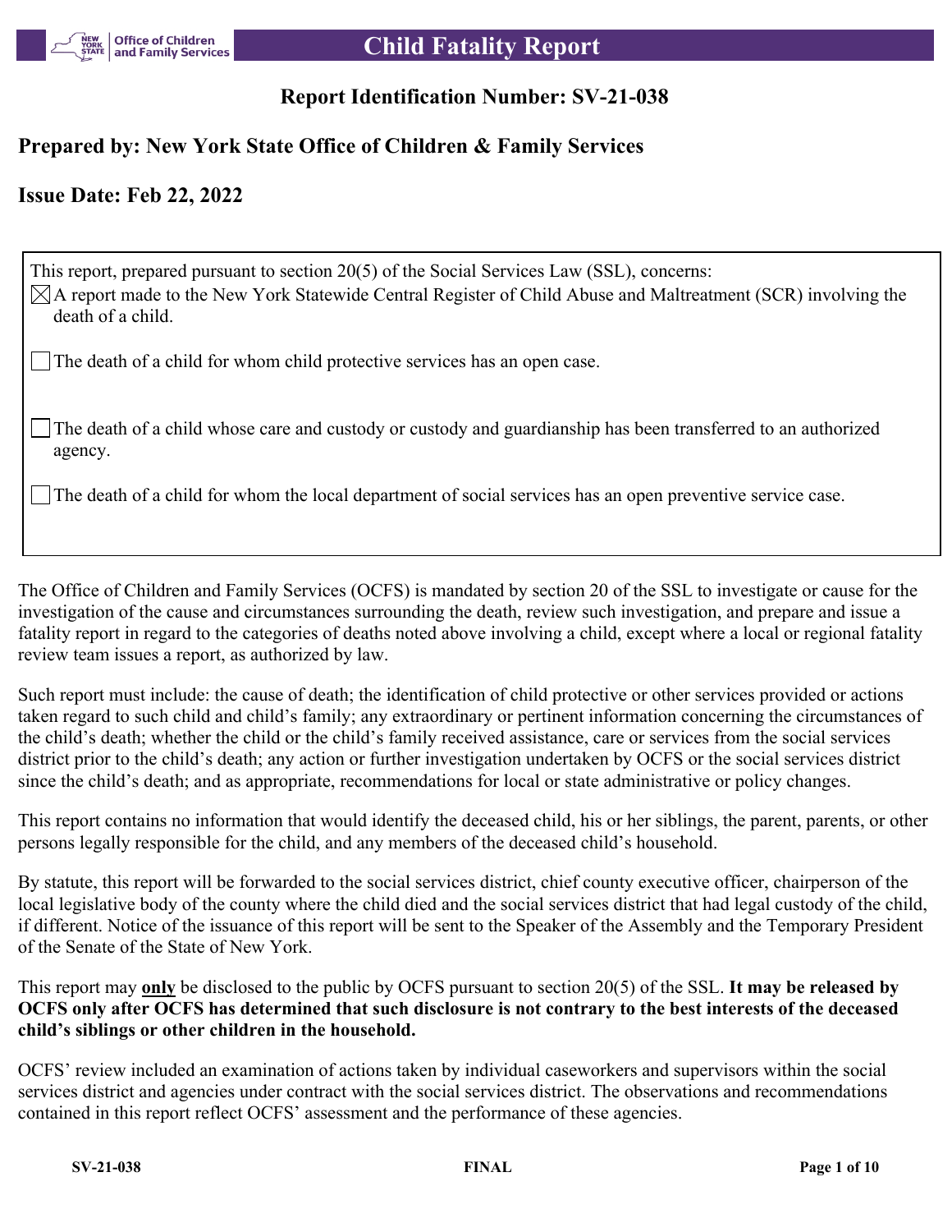# Child Fatality Report

## Report Identification Number: SV-21-038

## Prepared by: New York State Office of Children & Family Services

## Issue Date: Feb 22, 2022

This report, prepared pursuant to section 20(5) of the Social Services Law (SSL), concerns:

- [x] A report made to the New York Statewide Central Register of Child Abuse and Maltreatment (SCR) involving the death of a child.
- [ ] The death of a child for whom child protective services has an open case.
- [ ] The death of a child whose care and custody or custody and guardianship has been transferred to an authorized agency.
- [ ] The death of a child for whom the local department of social services has an open preventive service case.

The Office of Children and Family Services (OCFS) is mandated by section 20 of the SSL to investigate or cause for the investigation of the cause and circumstances surrounding the death, review such investigation, and prepare and issue a fatality report in regard to the categories of deaths noted above involving a child, except where a local or regional fatality review team issues a report, as authorized by law.

Such report must include: the cause of death; the identification of child protective or other services provided or actions taken regard to such child and child's family; any extraordinary or pertinent information concerning the circumstances of the child's death; whether the child or the child's family received assistance, care or services from the social services district prior to the child's death; any action or further investigation undertaken by OCFS or the social services district since the child's death; and as appropriate, recommendations for local or state administrative or policy changes.

This report contains no information that would identify the deceased child, his or her siblings, the parent, parents, or other persons legally responsible for the child, and any members of the deceased child's household.

By statute, this report will be forwarded to the social services district, chief county executive officer, chairperson of the local legislative body of the county where the child died and the social services district that had legal custody of the child, if different. Notice of the issuance of this report will be sent to the Speaker of the Assembly and the Temporary President of the Senate of the State of New York.

This report may **only** be disclosed to the public by OCFS pursuant to section 20(5) of the SSL. **It may be released by OCFS only after OCFS has determined that such disclosure is not contrary to the best interests of the deceased child's siblings or other children in the household.**

OCFS' review included an examination of actions taken by individual caseworkers and supervisors within the social services district and agencies under contract with the social services district. The observations and recommendations contained in this report reflect OCFS' assessment and the performance of these agencies.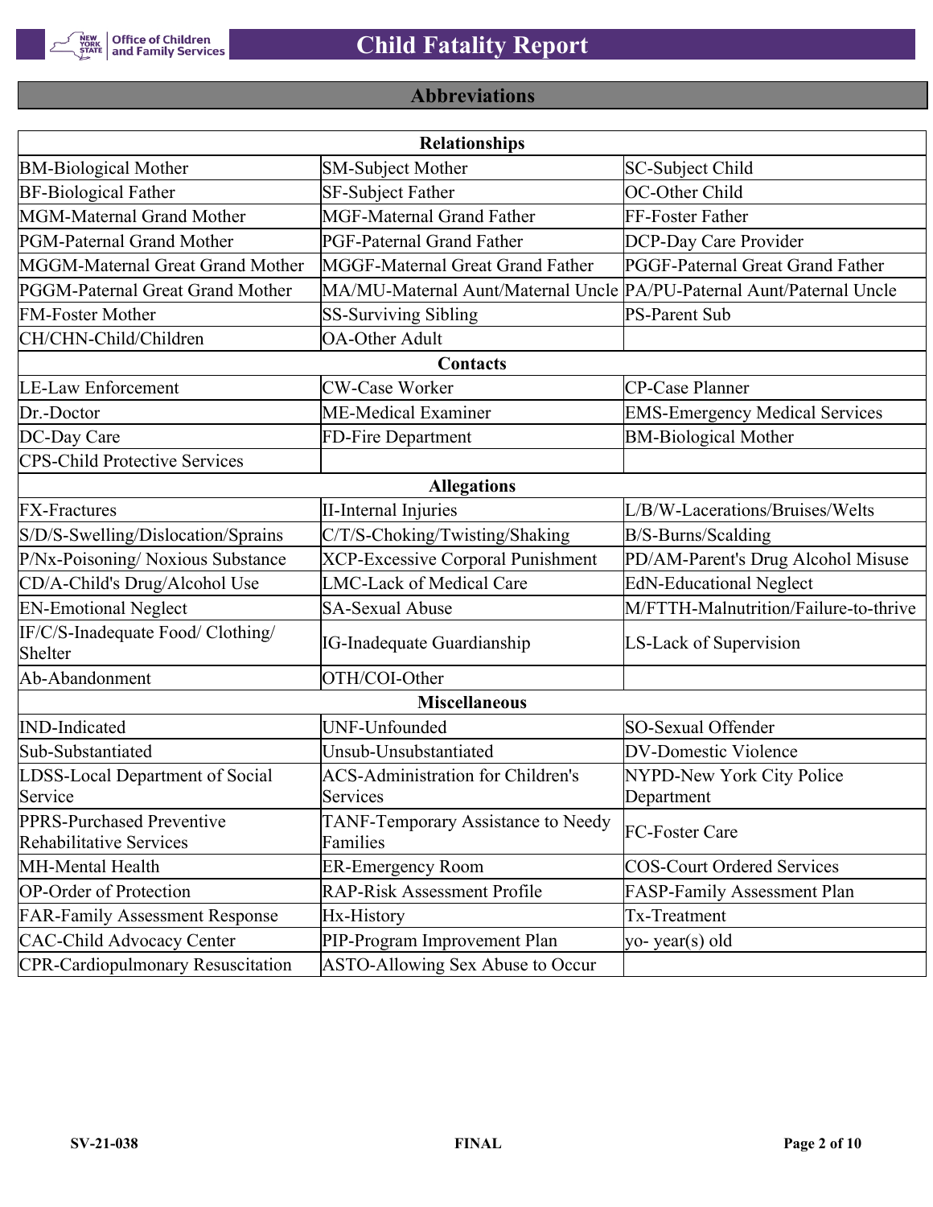## Abbreviations

| Relationships | | |
|---|---|---|
| BM-Biological Mother | SM-Subject Mother | SC-Subject Child |
| BF-Biological Father | SF-Subject Father | OC-Other Child |
| MGM-Maternal Grand Mother | MGF-Maternal Grand Father | FF-Foster Father |
| PGM-Paternal Grand Mother | PGF-Paternal Grand Father | DCP-Day Care Provider |
| MGGM-Maternal Great Grand Mother | MGGF-Maternal Great Grand Father | PGGF-Paternal Great Grand Father |
| PGGM-Paternal Great Grand Mother | MA/MU-Maternal Aunt/Maternal Uncle | PA/PU-Paternal Aunt/Paternal Uncle |
| FM-Foster Mother | SS-Surviving Sibling | PS-Parent Sub |
| CH/CHN-Child/Children | OA-Other Adult | |
| **Contacts** | | |
| LE-Law Enforcement | CW-Case Worker | CP-Case Planner |
| Dr.-Doctor | ME-Medical Examiner | EMS-Emergency Medical Services |
| DC-Day Care | FD-Fire Department | BM-Biological Mother |
| CPS-Child Protective Services | | |
| **Allegations** | | |
| FX-Fractures | II-Internal Injuries | L/B/W-Lacerations/Bruises/Welts |
| S/D/S-Swelling/Dislocation/Sprains | C/T/S-Choking/Twisting/Shaking | B/S-Burns/Scalding |
| P/Nx-Poisoning/ Noxious Substance | XCP-Excessive Corporal Punishment | PD/AM-Parent's Drug Alcohol Misuse |
| CD/A-Child's Drug/Alcohol Use | LMC-Lack of Medical Care | EdN-Educational Neglect |
| EN-Emotional Neglect | SA-Sexual Abuse | M/FTTH-Malnutrition/Failure-to-thrive |
| IF/C/S-Inadequate Food/ Clothing/ Shelter | IG-Inadequate Guardianship | LS-Lack of Supervision |
| Ab-Abandonment | OTH/COI-Other | |
| **Miscellaneous** | | |
| IND-Indicated | UNF-Unfounded | SO-Sexual Offender |
| Sub-Substantiated | Unsub-Unsubstantiated | DV-Domestic Violence |
| LDSS-Local Department of Social Service | ACS-Administration for Children's Services | NYPD-New York City Police Department |
| PPRS-Purchased Preventive Rehabilitative Services | TANF-Temporary Assistance to Needy Families | FC-Foster Care |
| MH-Mental Health | ER-Emergency Room | COS-Court Ordered Services |
| OP-Order of Protection | RAP-Risk Assessment Profile | FASP-Family Assessment Plan |
| FAR-Family Assessment Response | Hx-History | Tx-Treatment |
| CAC-Child Advocacy Center | PIP-Program Improvement Plan | yo- year(s) old |
| CPR-Cardiopulmonary Resuscitation | ASTO-Allowing Sex Abuse to Occur | |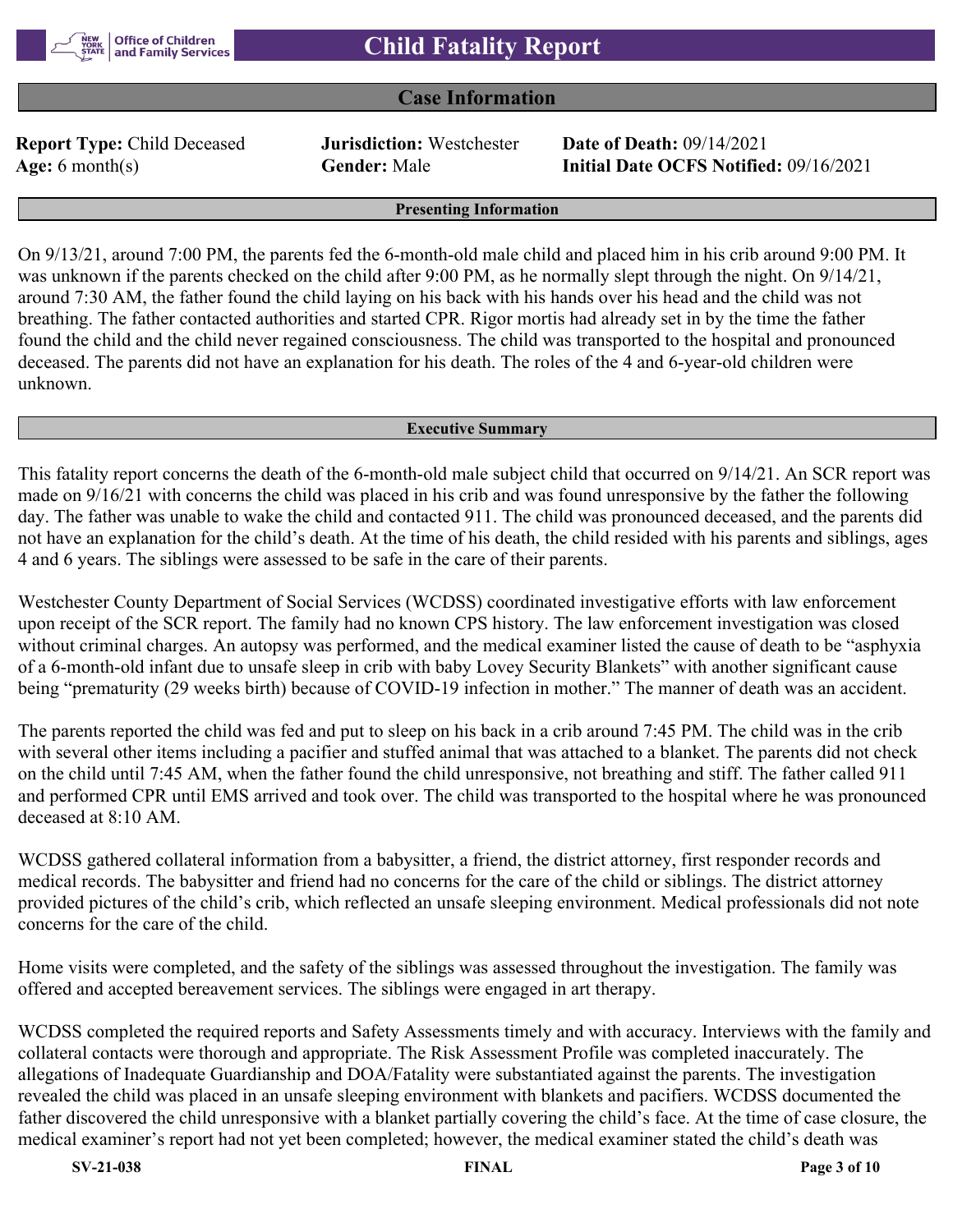# Child Fatality Report

## Case Information

**Report Type:** Child Deceased **Jurisdiction:** Westchester **Date of Death:** 09/14/2021
**Age:** 6 month(s) **Gender:** Male **Initial Date OCFS Notified:** 09/16/2021

### Presenting Information

On 9/13/21, around 7:00 PM, the parents fed the 6-month-old male child and placed him in his crib around 9:00 PM. It was unknown if the parents checked on the child after 9:00 PM, as he normally slept through the night. On 9/14/21, around 7:30 AM, the father found the child laying on his back with his hands over his head and the child was not breathing. The father contacted authorities and started CPR. Rigor mortis had already set in by the time the father found the child and the child never regained consciousness. The child was transported to the hospital and pronounced deceased. The parents did not have an explanation for his death. The roles of the 4 and 6-year-old children were unknown.

### Executive Summary

This fatality report concerns the death of the 6-month-old male subject child that occurred on 9/14/21. An SCR report was made on 9/16/21 with concerns the child was placed in his crib and was found unresponsive by the father the following day. The father was unable to wake the child and contacted 911. The child was pronounced deceased, and the parents did not have an explanation for the child's death. At the time of his death, the child resided with his parents and siblings, ages 4 and 6 years. The siblings were assessed to be safe in the care of their parents.

Westchester County Department of Social Services (WCDSS) coordinated investigative efforts with law enforcement upon receipt of the SCR report. The family had no known CPS history. The law enforcement investigation was closed without criminal charges. An autopsy was performed, and the medical examiner listed the cause of death to be "asphyxia of a 6-month-old infant due to unsafe sleep in crib with baby Lovey Security Blankets" with another significant cause being "prematurity (29 weeks birth) because of COVID-19 infection in mother." The manner of death was an accident.

The parents reported the child was fed and put to sleep on his back in a crib around 7:45 PM. The child was in the crib with several other items including a pacifier and stuffed animal that was attached to a blanket. The parents did not check on the child until 7:45 AM, when the father found the child unresponsive, not breathing and stiff. The father called 911 and performed CPR until EMS arrived and took over. The child was transported to the hospital where he was pronounced deceased at 8:10 AM.

WCDSS gathered collateral information from a babysitter, a friend, the district attorney, first responder records and medical records. The babysitter and friend had no concerns for the care of the child or siblings. The district attorney provided pictures of the child's crib, which reflected an unsafe sleeping environment. Medical professionals did not note concerns for the care of the child.

Home visits were completed, and the safety of the siblings was assessed throughout the investigation. The family was offered and accepted bereavement services. The siblings were engaged in art therapy.

WCDSS completed the required reports and Safety Assessments timely and with accuracy. Interviews with the family and collateral contacts were thorough and appropriate. The Risk Assessment Profile was completed inaccurately. The allegations of Inadequate Guardianship and DOA/Fatality were substantiated against the parents. The investigation revealed the child was placed in an unsafe sleeping environment with blankets and pacifiers. WCDSS documented the father discovered the child unresponsive with a blanket partially covering the child's face. At the time of case closure, the medical examiner's report had not yet been completed; however, the medical examiner stated the child's death was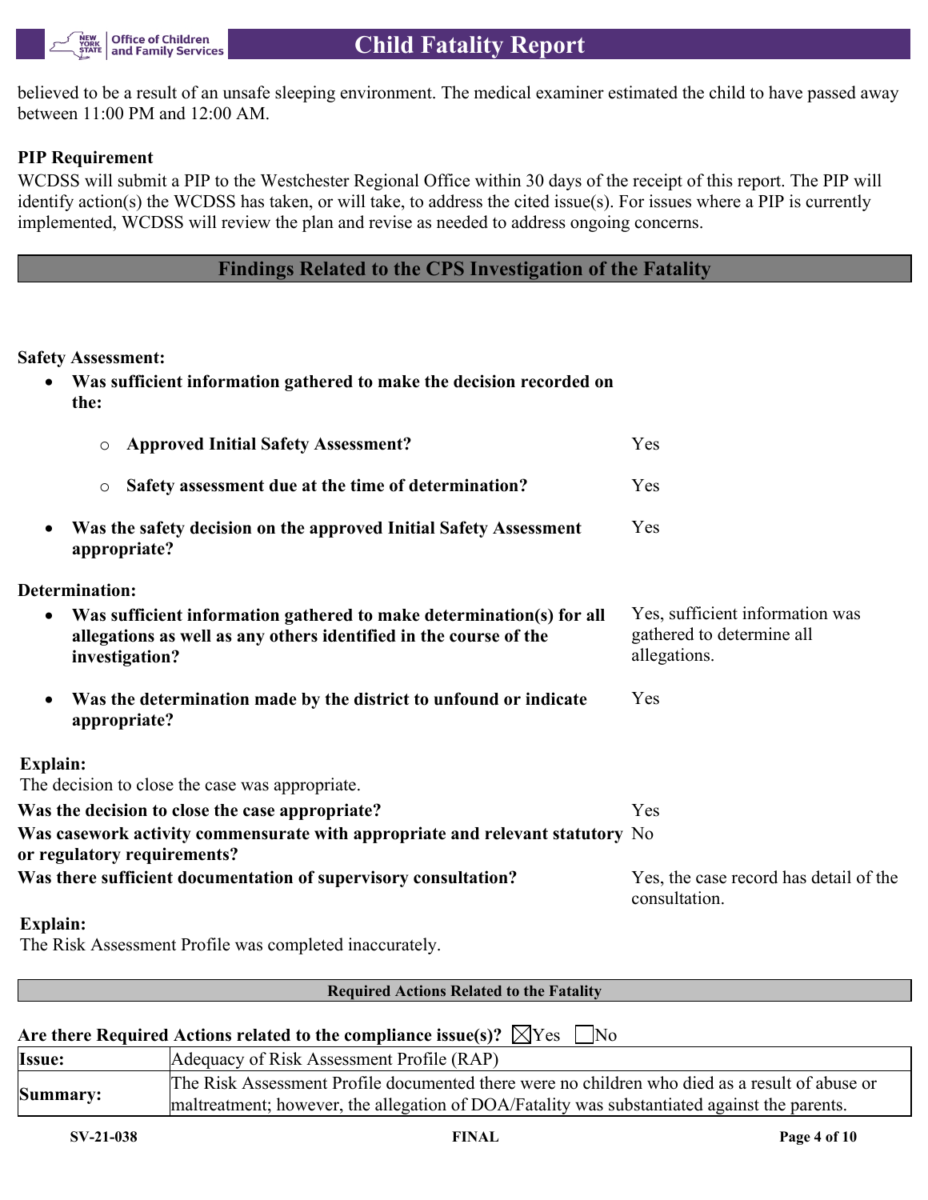believed to be a result of an unsafe sleeping environment. The medical examiner estimated the child to have passed away between 11:00 PM and 12:00 AM.

**PIP Requirement**

WCDSS will submit a PIP to the Westchester Regional Office within 30 days of the receipt of this report. The PIP will identify action(s) the WCDSS has taken, or will take, to address the cited issue(s). For issues where a PIP is currently implemented, WCDSS will review the plan and revise as needed to address ongoing concerns.

## Findings Related to the CPS Investigation of the Fatality

**Safety Assessment:**

- **Was sufficient information gathered to make the decision recorded on the:**
  - **Approved Initial Safety Assessment?** Yes
  - **Safety assessment due at the time of determination?** Yes
- **Was the safety decision on the approved Initial Safety Assessment appropriate?** Yes

**Determination:**

- **Was sufficient information gathered to make determination(s) for all allegations as well as any others identified in the course of the investigation?** Yes, sufficient information was gathered to determine all allegations.
- **Was the determination made by the district to unfound or indicate appropriate?** Yes

**Explain:**

The decision to close the case was appropriate.

**Was the decision to close the case appropriate?** Yes

**Was casework activity commensurate with appropriate and relevant statutory or regulatory requirements?** No

**Was there sufficient documentation of supervisory consultation?** Yes, the case record has detail of the consultation.

**Explain:**

The Risk Assessment Profile was completed inaccurately.

### Required Actions Related to the Fatality

**Are there Required Actions related to the compliance issue(s)?** ☒Yes ☐No

| **Issue:** | Adequacy of Risk Assessment Profile (RAP) |
|---|---|
| **Summary:** | The Risk Assessment Profile documented there were no children who died as a result of abuse or maltreatment; however, the allegation of DOA/Fatality was substantiated against the parents. |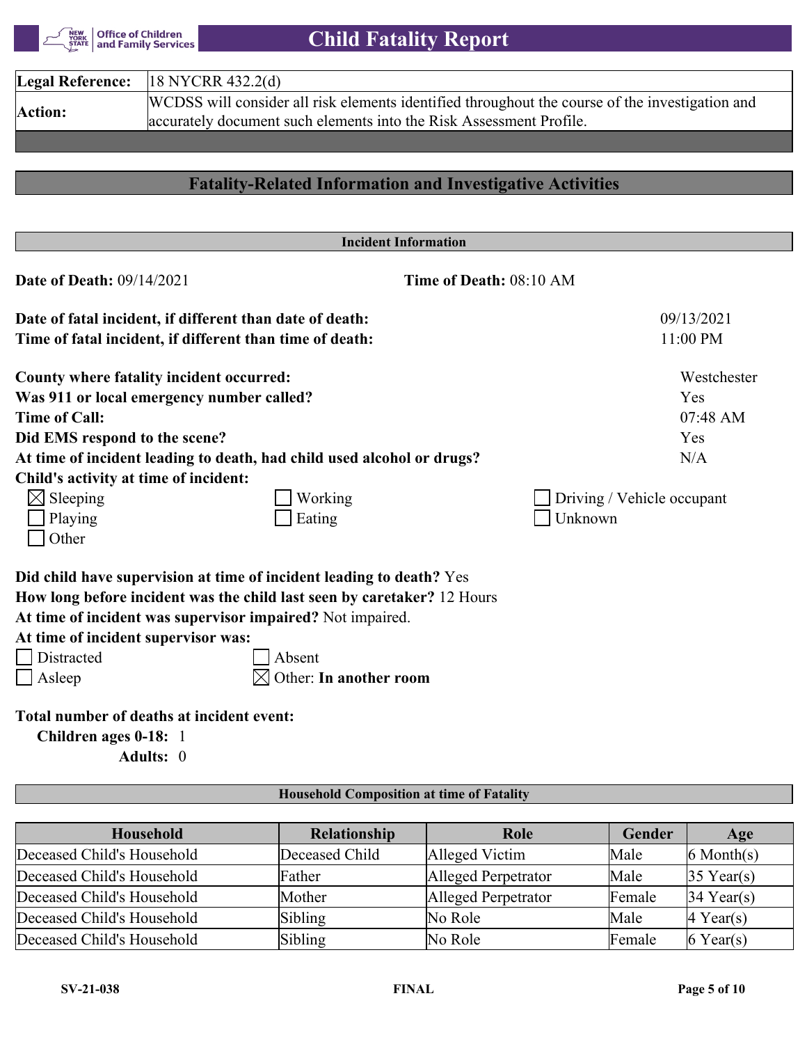| Legal Reference: | 18 NYCRR 432.2(d) |
|---|---|
| Action: | WCDSS will consider all risk elements identified throughout the course of the investigation and accurately document such elements into the Risk Assessment Profile. |

## Fatality-Related Information and Investigative Activities

### Incident Information

**Date of Death:** 09/14/2021  **Time of Death:** 08:10 AM

**Date of fatal incident, if different than date of death:** 09/13/2021
**Time of fatal incident, if different than time of death:** 11:00 PM

**County where fatality incident occurred:** Westchester
**Was 911 or local emergency number called?** Yes
**Time of Call:** 07:48 AM
**Did EMS respond to the scene?** Yes
**At time of incident leading to death, had child used alcohol or drugs?** N/A
**Child's activity at time of incident:**

- [x] Sleeping
- [ ] Working
- [ ] Driving / Vehicle occupant
- [ ] Playing
- [ ] Eating
- [ ] Unknown
- [ ] Other

**Did child have supervision at time of incident leading to death?** Yes
**How long before incident was the child last seen by caretaker?** 12 Hours
**At time of incident was supervisor impaired?** Not impaired.
**At time of incident supervisor was:**

- [ ] Distracted
- [ ] Absent
- [ ] Asleep
- [x] Other: **In another room**

**Total number of deaths at incident event:**
**Children ages 0-18:** 1
**Adults:** 0

### Household Composition at time of Fatality

| Household | Relationship | Role | Gender | Age |
|---|---|---|---|---|
| Deceased Child's Household | Deceased Child | Alleged Victim | Male | 6 Month(s) |
| Deceased Child's Household | Father | Alleged Perpetrator | Male | 35 Year(s) |
| Deceased Child's Household | Mother | Alleged Perpetrator | Female | 34 Year(s) |
| Deceased Child's Household | Sibling | No Role | Male | 4 Year(s) |
| Deceased Child's Household | Sibling | No Role | Female | 6 Year(s) |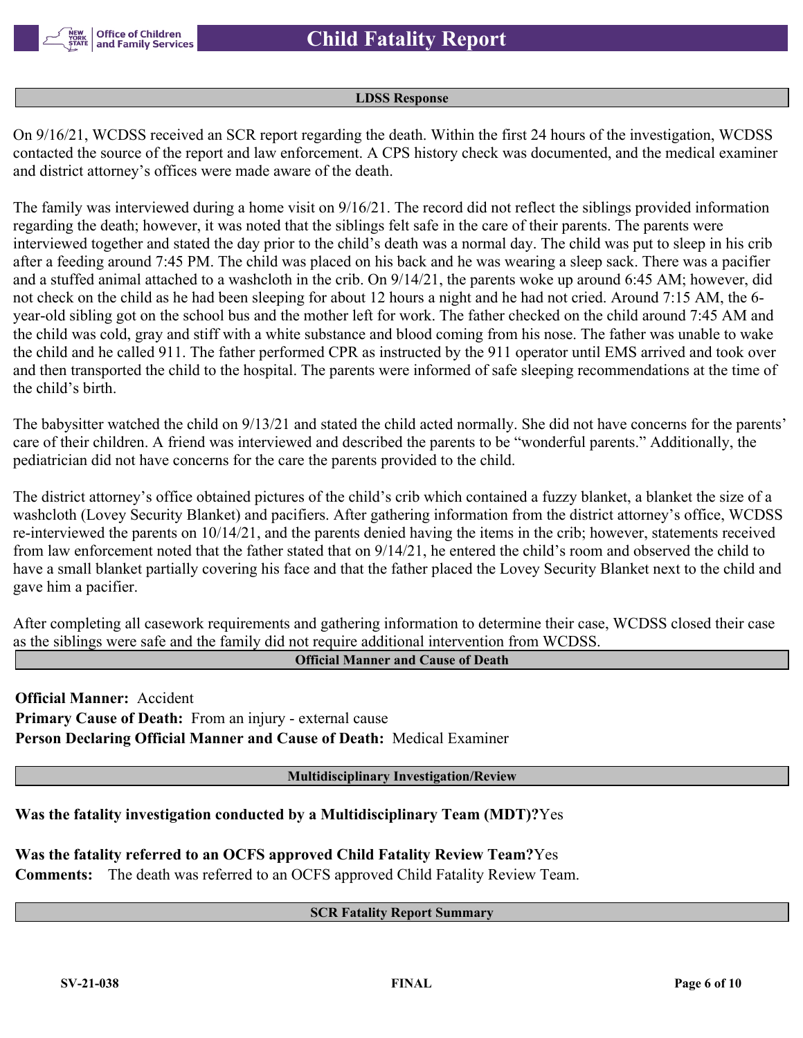## LDSS Response

On 9/16/21, WCDSS received an SCR report regarding the death. Within the first 24 hours of the investigation, WCDSS contacted the source of the report and law enforcement. A CPS history check was documented, and the medical examiner and district attorney's offices were made aware of the death.

The family was interviewed during a home visit on 9/16/21. The record did not reflect the siblings provided information regarding the death; however, it was noted that the siblings felt safe in the care of their parents. The parents were interviewed together and stated the day prior to the child's death was a normal day. The child was put to sleep in his crib after a feeding around 7:45 PM. The child was placed on his back and he was wearing a sleep sack. There was a pacifier and a stuffed animal attached to a washcloth in the crib. On 9/14/21, the parents woke up around 6:45 AM; however, did not check on the child as he had been sleeping for about 12 hours a night and he had not cried. Around 7:15 AM, the 6-year-old sibling got on the school bus and the mother left for work. The father checked on the child around 7:45 AM and the child was cold, gray and stiff with a white substance and blood coming from his nose. The father was unable to wake the child and he called 911. The father performed CPR as instructed by the 911 operator until EMS arrived and took over and then transported the child to the hospital. The parents were informed of safe sleeping recommendations at the time of the child's birth.

The babysitter watched the child on 9/13/21 and stated the child acted normally. She did not have concerns for the parents' care of their children. A friend was interviewed and described the parents to be "wonderful parents." Additionally, the pediatrician did not have concerns for the care the parents provided to the child.

The district attorney's office obtained pictures of the child's crib which contained a fuzzy blanket, a blanket the size of a washcloth (Lovey Security Blanket) and pacifiers. After gathering information from the district attorney's office, WCDSS re-interviewed the parents on 10/14/21, and the parents denied having the items in the crib; however, statements received from law enforcement noted that the father stated that on 9/14/21, he entered the child's room and observed the child to have a small blanket partially covering his face and that the father placed the Lovey Security Blanket next to the child and gave him a pacifier.

After completing all casework requirements and gathering information to determine their case, WCDSS closed their case as the siblings were safe and the family did not require additional intervention from WCDSS.

## Official Manner and Cause of Death

**Official Manner:** Accident
**Primary Cause of Death:** From an injury - external cause
**Person Declaring Official Manner and Cause of Death:** Medical Examiner

## Multidisciplinary Investigation/Review

**Was the fatality investigation conducted by a Multidisciplinary Team (MDT)?** Yes

**Was the fatality referred to an OCFS approved Child Fatality Review Team?** Yes
**Comments:** The death was referred to an OCFS approved Child Fatality Review Team.

## SCR Fatality Report Summary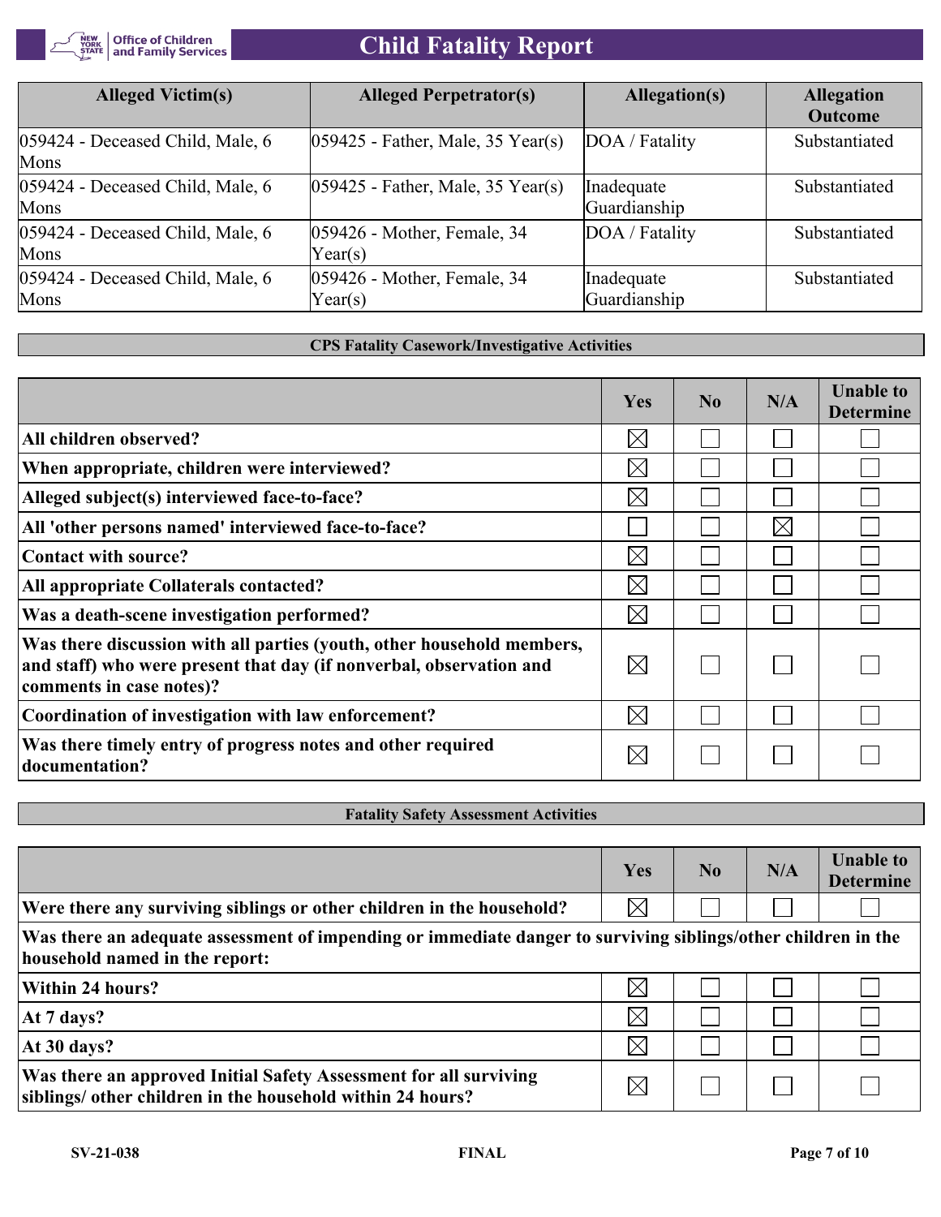| Alleged Victim(s) | Alleged Perpetrator(s) | Allegation(s) | Allegation Outcome |
|---|---|---|---|
| 059424 - Deceased Child, Male, 6 Mons | 059425 - Father, Male, 35 Year(s) | DOA / Fatality | Substantiated |
| 059424 - Deceased Child, Male, 6 Mons | 059425 - Father, Male, 35 Year(s) | Inadequate Guardianship | Substantiated |
| 059424 - Deceased Child, Male, 6 Mons | 059426 - Mother, Female, 34 Year(s) | DOA / Fatality | Substantiated |
| 059424 - Deceased Child, Male, 6 Mons | 059426 - Mother, Female, 34 Year(s) | Inadequate Guardianship | Substantiated |

### CPS Fatality Casework/Investigative Activities

| | Yes | No | N/A | Unable to Determine |
|---|---|---|---|---|
| **All children observed?** | ☒ | ☐ | ☐ | ☐ |
| **When appropriate, children were interviewed?** | ☒ | ☐ | ☐ | ☐ |
| **Alleged subject(s) interviewed face-to-face?** | ☒ | ☐ | ☐ | ☐ |
| **All 'other persons named' interviewed face-to-face?** | ☐ | ☐ | ☒ | ☐ |
| **Contact with source?** | ☒ | ☐ | ☐ | ☐ |
| **All appropriate Collaterals contacted?** | ☒ | ☐ | ☐ | ☐ |
| **Was a death-scene investigation performed?** | ☒ | ☐ | ☐ | ☐ |
| **Was there discussion with all parties (youth, other household members, and staff) who were present that day (if nonverbal, observation and comments in case notes)?** | ☒ | ☐ | ☐ | ☐ |
| **Coordination of investigation with law enforcement?** | ☒ | ☐ | ☐ | ☐ |
| **Was there timely entry of progress notes and other required documentation?** | ☒ | ☐ | ☐ | ☐ |

### Fatality Safety Assessment Activities

| | Yes | No | N/A | Unable to Determine |
|---|---|---|---|---|
| **Were there any surviving siblings or other children in the household?** | ☒ | ☐ | ☐ | ☐ |
| **Was there an adequate assessment of impending or immediate danger to surviving siblings/other children in the household named in the report:** | | | | |
| **Within 24 hours?** | ☒ | ☐ | ☐ | ☐ |
| **At 7 days?** | ☒ | ☐ | ☐ | ☐ |
| **At 30 days?** | ☒ | ☐ | ☐ | ☐ |
| **Was there an approved Initial Safety Assessment for all surviving siblings/ other children in the household within 24 hours?** | ☒ | ☐ | ☐ | ☐ |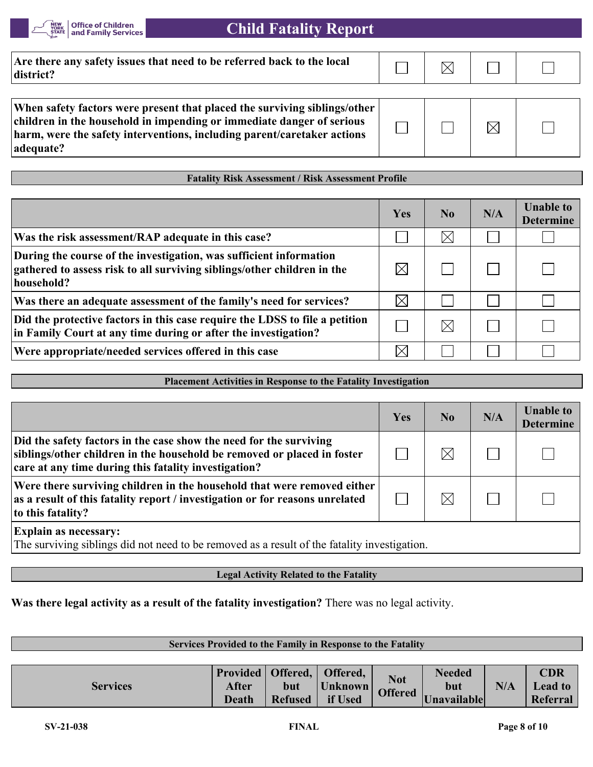| | | | | |
|---|---|---|---|---|
| **Are there any safety issues that need to be referred back to the local district?** | ☐ | ☒ | ☐ | ☐ |

| | | | | |
|---|---|---|---|---|
| **When safety factors were present that placed the surviving siblings/other children in the household in impending or immediate danger of serious harm, were the safety interventions, including parent/caretaker actions adequate?** | ☐ | ☐ | ☒ | ☐ |

### Fatality Risk Assessment / Risk Assessment Profile

| | Yes | No | N/A | Unable to Determine |
|---|---|---|---|---|
| **Was the risk assessment/RAP adequate in this case?** | ☐ | ☒ | ☐ | ☐ |
| **During the course of the investigation, was sufficient information gathered to assess risk to all surviving siblings/other children in the household?** | ☒ | ☐ | ☐ | ☐ |
| **Was there an adequate assessment of the family's need for services?** | ☒ | ☐ | ☐ | ☐ |
| **Did the protective factors in this case require the LDSS to file a petition in Family Court at any time during or after the investigation?** | ☐ | ☒ | ☐ | ☐ |
| **Were appropriate/needed services offered in this case** | ☒ | ☐ | ☐ | ☐ |

### Placement Activities in Response to the Fatality Investigation

| | Yes | No | N/A | Unable to Determine |
|---|---|---|---|---|
| **Did the safety factors in the case show the need for the surviving siblings/other children in the household be removed or placed in foster care at any time during this fatality investigation?** | ☐ | ☒ | ☐ | ☐ |
| **Were there surviving children in the household that were removed either as a result of this fatality report / investigation or for reasons unrelated to this fatality?** | ☐ | ☒ | ☐ | ☐ |

**Explain as necessary:**
The surviving siblings did not need to be removed as a result of the fatality investigation.

### Legal Activity Related to the Fatality

**Was there legal activity as a result of the fatality investigation?** There was no legal activity.

### Services Provided to the Family in Response to the Fatality

| Services | Provided After Death | Offered, but Refused | Offered, Unknown if Used | Not Offered | Needed but Unavailable | N/A | CDR Lead to Referral |
|---|---|---|---|---|---|---|---|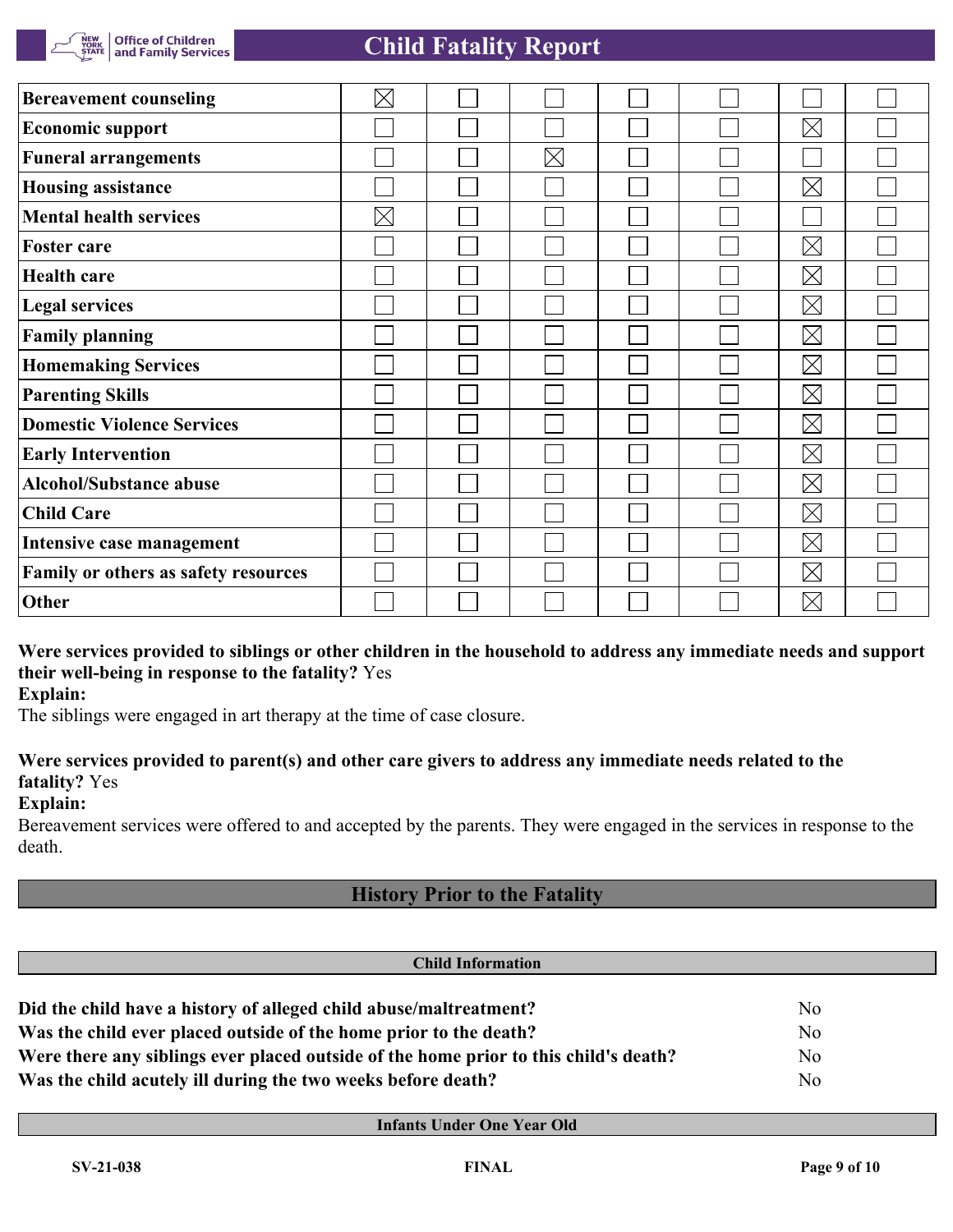| | | | | | | | |
|---|---|---|---|---|---|---|---|
| **Bereavement counseling** | ☒ | ☐ | ☐ | ☐ | ☐ | ☐ | ☐ |
| **Economic support** | ☐ | ☐ | ☐ | ☐ | ☐ | ☒ | ☐ |
| **Funeral arrangements** | ☐ | ☐ | ☒ | ☐ | ☐ | ☐ | ☐ |
| **Housing assistance** | ☐ | ☐ | ☐ | ☐ | ☐ | ☒ | ☐ |
| **Mental health services** | ☒ | ☐ | ☐ | ☐ | ☐ | ☐ | ☐ |
| **Foster care** | ☐ | ☐ | ☐ | ☐ | ☐ | ☒ | ☐ |
| **Health care** | ☐ | ☐ | ☐ | ☐ | ☐ | ☒ | ☐ |
| **Legal services** | ☐ | ☐ | ☐ | ☐ | ☐ | ☒ | ☐ |
| **Family planning** | ☐ | ☐ | ☐ | ☐ | ☐ | ☒ | ☐ |
| **Homemaking Services** | ☐ | ☐ | ☐ | ☐ | ☐ | ☒ | ☐ |
| **Parenting Skills** | ☐ | ☐ | ☐ | ☐ | ☐ | ☒ | ☐ |
| **Domestic Violence Services** | ☐ | ☐ | ☐ | ☐ | ☐ | ☒ | ☐ |
| **Early Intervention** | ☐ | ☐ | ☐ | ☐ | ☐ | ☒ | ☐ |
| **Alcohol/Substance abuse** | ☐ | ☐ | ☐ | ☐ | ☐ | ☒ | ☐ |
| **Child Care** | ☐ | ☐ | ☐ | ☐ | ☐ | ☒ | ☐ |
| **Intensive case management** | ☐ | ☐ | ☐ | ☐ | ☐ | ☒ | ☐ |
| **Family or others as safety resources** | ☐ | ☐ | ☐ | ☐ | ☐ | ☒ | ☐ |
| **Other** | ☐ | ☐ | ☐ | ☐ | ☐ | ☒ | ☐ |

**Were services provided to siblings or other children in the household to address any immediate needs and support their well-being in response to the fatality?** Yes

**Explain:**

The siblings were engaged in art therapy at the time of case closure.

**Were services provided to parent(s) and other care givers to address any immediate needs related to the fatality?** Yes

**Explain:**

Bereavement services were offered to and accepted by the parents. They were engaged in the services in response to the death.

## History Prior to the Fatality

### Child Information

| | |
|---|---|
| **Did the child have a history of alleged child abuse/maltreatment?** | No |
| **Was the child ever placed outside of the home prior to the death?** | No |
| **Were there any siblings ever placed outside of the home prior to this child's death?** | No |
| **Was the child acutely ill during the two weeks before death?** | No |

### Infants Under One Year Old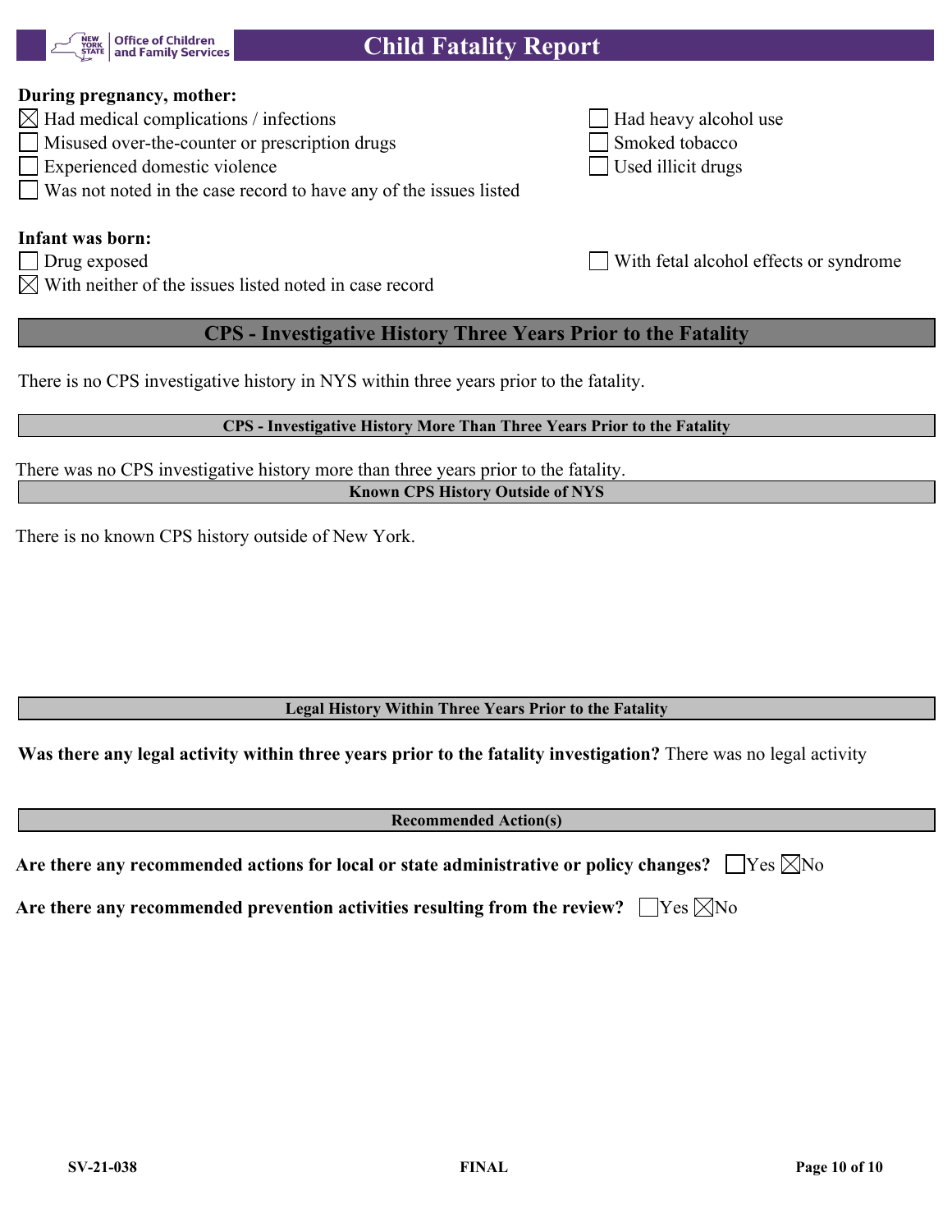**During pregnancy, mother:**

- ☒ Had medical complications / infections
- ☐ Had heavy alcohol use
- ☐ Misused over-the-counter or prescription drugs
- ☐ Smoked tobacco
- ☐ Experienced domestic violence
- ☐ Used illicit drugs
- ☐ Was not noted in the case record to have any of the issues listed

**Infant was born:**

- ☐ Drug exposed
- ☐ With fetal alcohol effects or syndrome
- ☒ With neither of the issues listed noted in case record

## CPS - Investigative History Three Years Prior to the Fatality

There is no CPS investigative history in NYS within three years prior to the fatality.

### CPS - Investigative History More Than Three Years Prior to the Fatality

There was no CPS investigative history more than three years prior to the fatality.

### Known CPS History Outside of NYS

There is no known CPS history outside of New York.

### Legal History Within Three Years Prior to the Fatality

**Was there any legal activity within three years prior to the fatality investigation?** There was no legal activity

### Recommended Action(s)

**Are there any recommended actions for local or state administrative or policy changes?** ☐ Yes ☒ No

**Are there any recommended prevention activities resulting from the review?** ☐ Yes ☒ No